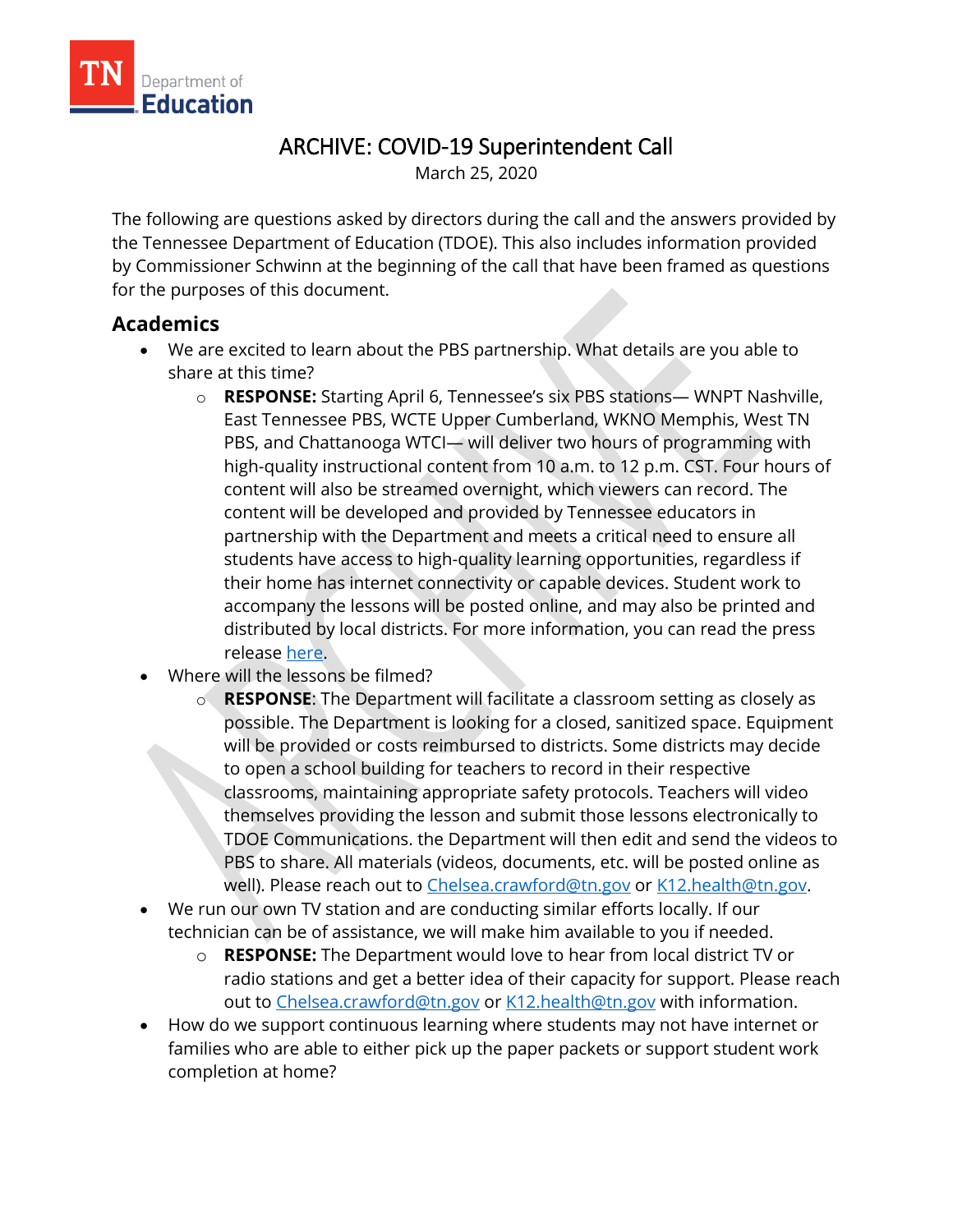TN Department of Education

# ARCHIVE: COVID-19 Superintendent Call

March 25, 2020

The following are questions asked by directors during the call and the answers provided by the Tennessee Department of Education (TDOE). This also includes information provided by Commissioner Schwinn at the beginning of the call that have been framed as questions for the purposes of this document.

## Academics

- We are excited to learn about the PBS partnership. What details are you able to share at this time?
  - **RESPONSE:** Starting April 6, Tennessee's six PBS stations— WNPT Nashville, East Tennessee PBS, WCTE Upper Cumberland, WKNO Memphis, West TN PBS, and Chattanooga WTCI— will deliver two hours of programming with high-quality instructional content from 10 a.m. to 12 p.m. CST. Four hours of content will also be streamed overnight, which viewers can record. The content will be developed and provided by Tennessee educators in partnership with the Department and meets a critical need to ensure all students have access to high-quality learning opportunities, regardless if their home has internet connectivity or capable devices. Student work to accompany the lessons will be posted online, and may also be printed and distributed by local districts. For more information, you can read the press release here.
- Where will the lessons be filmed?
  - **RESPONSE**: The Department will facilitate a classroom setting as closely as possible. The Department is looking for a closed, sanitized space. Equipment will be provided or costs reimbursed to districts. Some districts may decide to open a school building for teachers to record in their respective classrooms, maintaining appropriate safety protocols. Teachers will video themselves providing the lesson and submit those lessons electronically to TDOE Communications. the Department will then edit and send the videos to PBS to share. All materials (videos, documents, etc. will be posted online as well). Please reach out to Chelsea.crawford@tn.gov or K12.health@tn.gov.
- We run our own TV station and are conducting similar efforts locally. If our technician can be of assistance, we will make him available to you if needed.
  - **RESPONSE:** The Department would love to hear from local district TV or radio stations and get a better idea of their capacity for support. Please reach out to Chelsea.crawford@tn.gov or K12.health@tn.gov with information.
- How do we support continuous learning where students may not have internet or families who are able to either pick up the paper packets or support student work completion at home?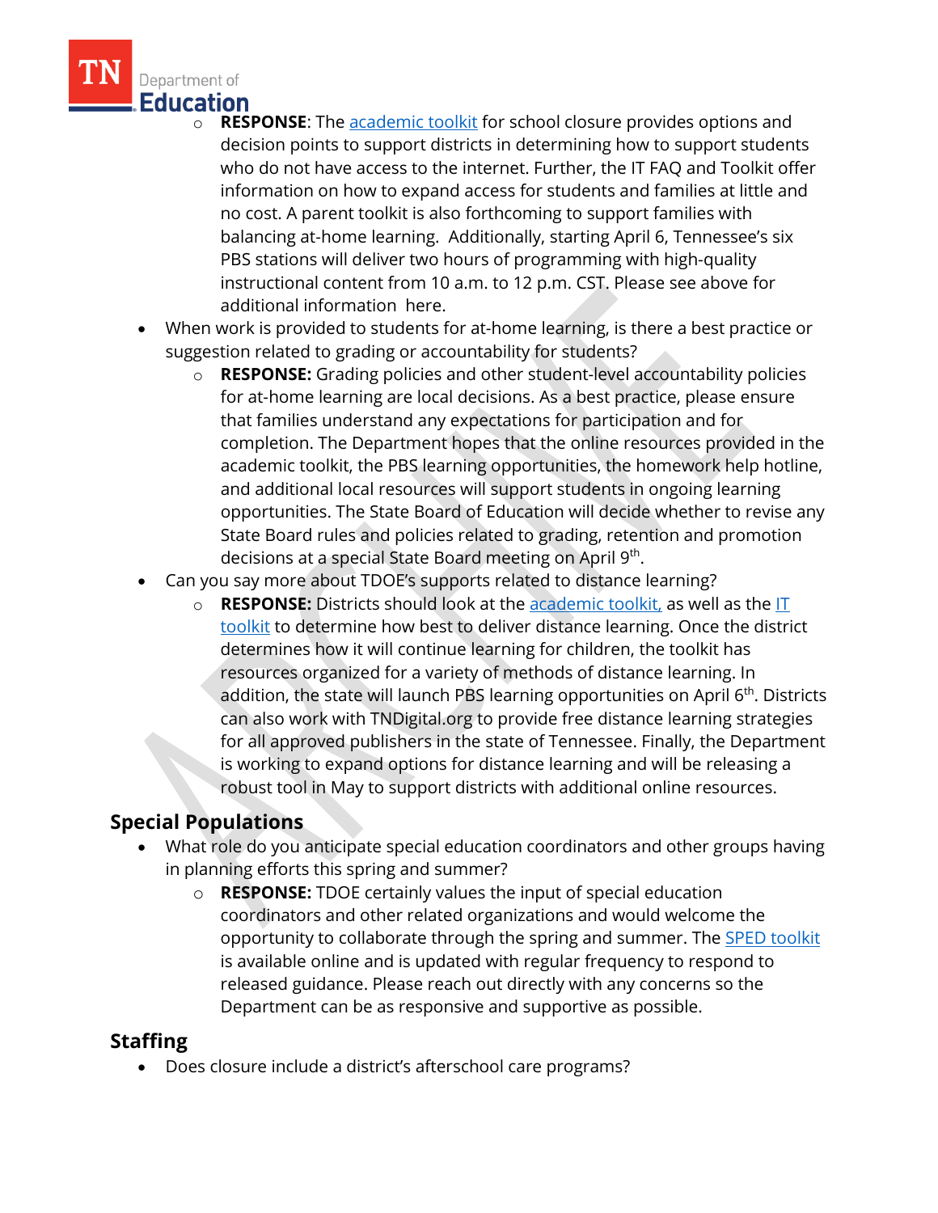- **RESPONSE**: The academic toolkit for school closure provides options and decision points to support districts in determining how to support students who do not have access to the internet. Further, the IT FAQ and Toolkit offer information on how to expand access for students and families at little and no cost. A parent toolkit is also forthcoming to support families with balancing at-home learning. Additionally, starting April 6, Tennessee's six PBS stations will deliver two hours of programming with high-quality instructional content from 10 a.m. to 12 p.m. CST. Please see above for additional information here.
- When work is provided to students for at-home learning, is there a best practice or suggestion related to grading or accountability for students?
  - **RESPONSE:** Grading policies and other student-level accountability policies for at-home learning are local decisions. As a best practice, please ensure that families understand any expectations for participation and for completion. The Department hopes that the online resources provided in the academic toolkit, the PBS learning opportunities, the homework help hotline, and additional local resources will support students in ongoing learning opportunities. The State Board of Education will decide whether to revise any State Board rules and policies related to grading, retention and promotion decisions at a special State Board meeting on April 9th.
- Can you say more about TDOE's supports related to distance learning?
  - **RESPONSE:** Districts should look at the academic toolkit, as well as the IT toolkit to determine how best to deliver distance learning. Once the district determines how it will continue learning for children, the toolkit has resources organized for a variety of methods of distance learning. In addition, the state will launch PBS learning opportunities on April 6th. Districts can also work with TNDigital.org to provide free distance learning strategies for all approved publishers in the state of Tennessee. Finally, the Department is working to expand options for distance learning and will be releasing a robust tool in May to support districts with additional online resources.

## Special Populations

- What role do you anticipate special education coordinators and other groups having in planning efforts this spring and summer?
  - **RESPONSE:** TDOE certainly values the input of special education coordinators and other related organizations and would welcome the opportunity to collaborate through the spring and summer. The SPED toolkit is available online and is updated with regular frequency to respond to released guidance. Please reach out directly with any concerns so the Department can be as responsive and supportive as possible.

## Staffing

- Does closure include a district's afterschool care programs?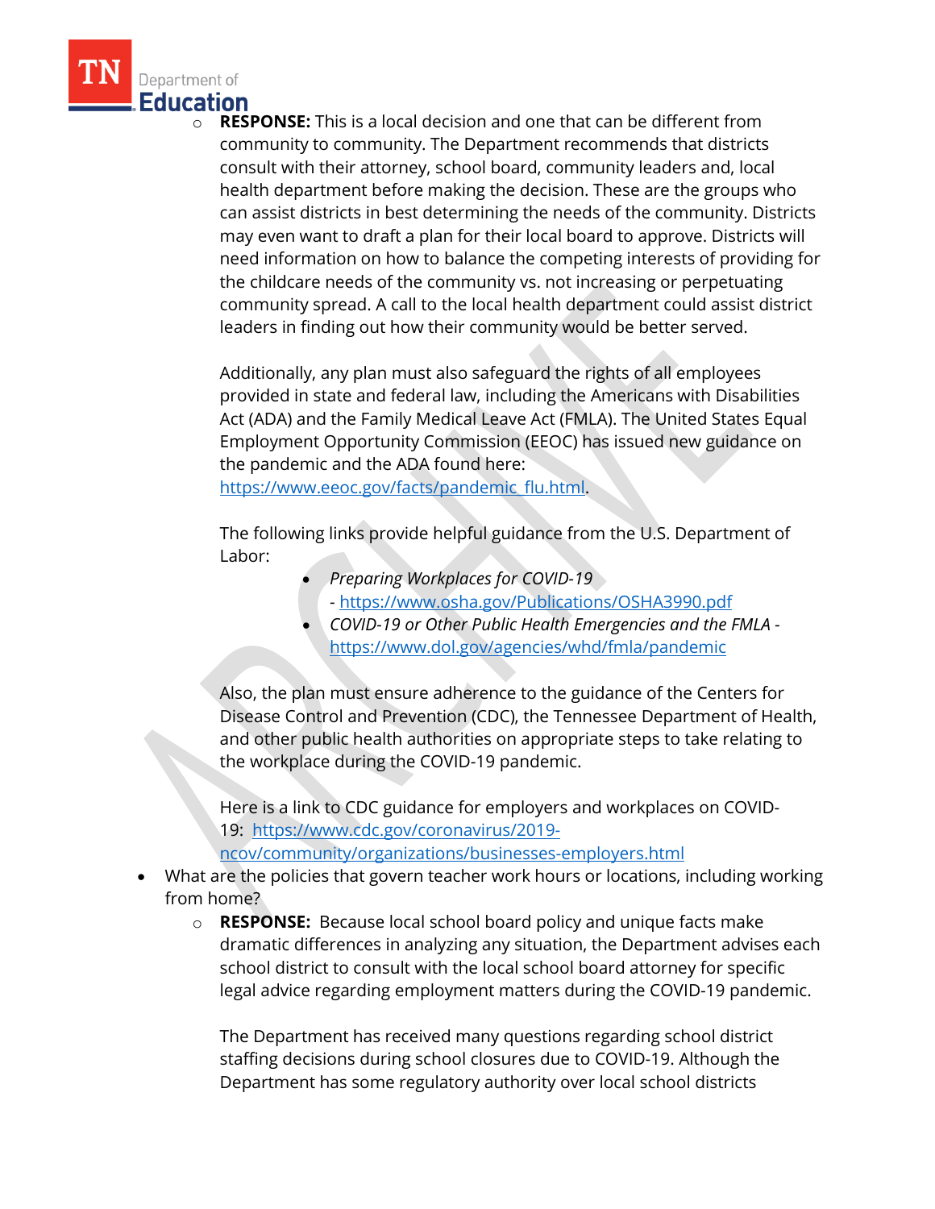- **RESPONSE:** This is a local decision and one that can be different from community to community. The Department recommends that districts consult with their attorney, school board, community leaders and, local health department before making the decision. These are the groups who can assist districts in best determining the needs of the community. Districts may even want to draft a plan for their local board to approve. Districts will need information on how to balance the competing interests of providing for the childcare needs of the community vs. not increasing or perpetuating community spread. A call to the local health department could assist district leaders in finding out how their community would be better served.

  Additionally, any plan must also safeguard the rights of all employees provided in state and federal law, including the Americans with Disabilities Act (ADA) and the Family Medical Leave Act (FMLA). The United States Equal Employment Opportunity Commission (EEOC) has issued new guidance on the pandemic and the ADA found here: https://www.eeoc.gov/facts/pandemic_flu.html.

  The following links provide helpful guidance from the U.S. Department of Labor:

  - *Preparing Workplaces for COVID-19* - https://www.osha.gov/Publications/OSHA3990.pdf
  - *COVID-19 or Other Public Health Emergencies and the FMLA* - https://www.dol.gov/agencies/whd/fmla/pandemic

  Also, the plan must ensure adherence to the guidance of the Centers for Disease Control and Prevention (CDC), the Tennessee Department of Health, and other public health authorities on appropriate steps to take relating to the workplace during the COVID-19 pandemic.

  Here is a link to CDC guidance for employers and workplaces on COVID-19: https://www.cdc.gov/coronavirus/2019-ncov/community/organizations/businesses-employers.html

- What are the policies that govern teacher work hours or locations, including working from home?
  - **RESPONSE:** Because local school board policy and unique facts make dramatic differences in analyzing any situation, the Department advises each school district to consult with the local school board attorney for specific legal advice regarding employment matters during the COVID-19 pandemic.

    The Department has received many questions regarding school district staffing decisions during school closures due to COVID-19. Although the Department has some regulatory authority over local school districts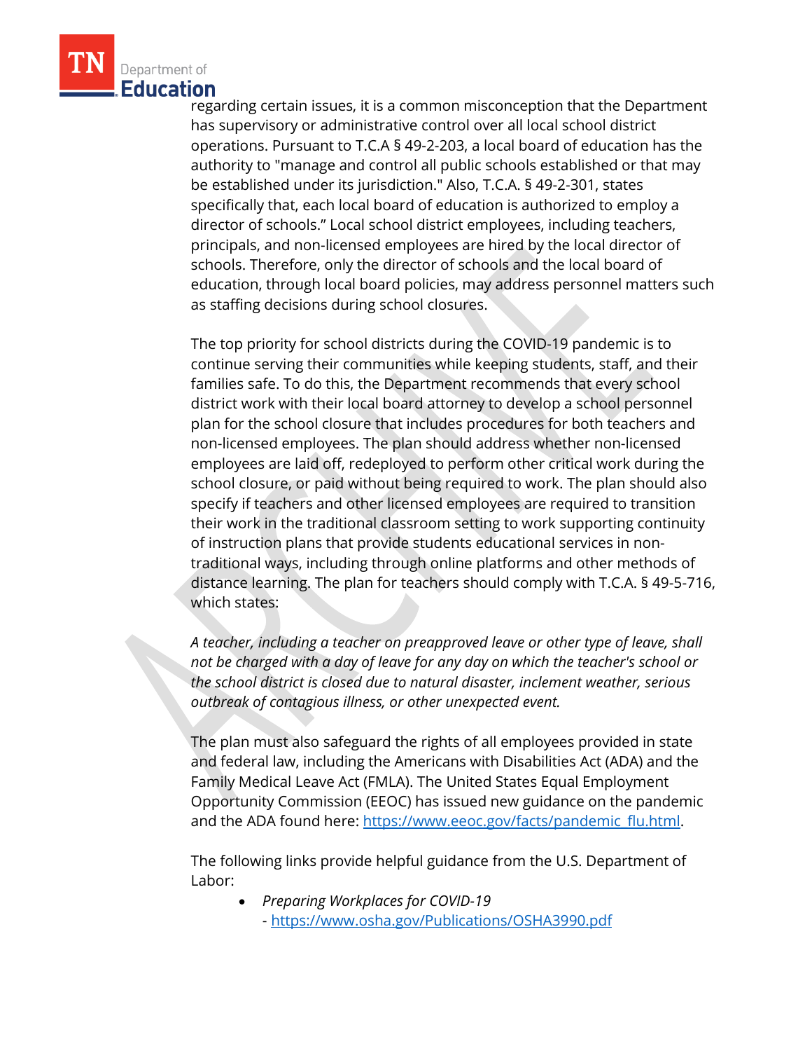regarding certain issues, it is a common misconception that the Department has supervisory or administrative control over all local school district operations. Pursuant to T.C.A § 49-2-203, a local board of education has the authority to "manage and control all public schools established or that may be established under its jurisdiction." Also, T.C.A. § 49-2-301, states specifically that, each local board of education is authorized to employ a director of schools." Local school district employees, including teachers, principals, and non-licensed employees are hired by the local director of schools. Therefore, only the director of schools and the local board of education, through local board policies, may address personnel matters such as staffing decisions during school closures.

The top priority for school districts during the COVID-19 pandemic is to continue serving their communities while keeping students, staff, and their families safe. To do this, the Department recommends that every school district work with their local board attorney to develop a school personnel plan for the school closure that includes procedures for both teachers and non-licensed employees. The plan should address whether non-licensed employees are laid off, redeployed to perform other critical work during the school closure, or paid without being required to work. The plan should also specify if teachers and other licensed employees are required to transition their work in the traditional classroom setting to work supporting continuity of instruction plans that provide students educational services in non-traditional ways, including through online platforms and other methods of distance learning. The plan for teachers should comply with T.C.A. § 49-5-716, which states:

*A teacher, including a teacher on preapproved leave or other type of leave, shall not be charged with a day of leave for any day on which the teacher's school or the school district is closed due to natural disaster, inclement weather, serious outbreak of contagious illness, or other unexpected event.*

The plan must also safeguard the rights of all employees provided in state and federal law, including the Americans with Disabilities Act (ADA) and the Family Medical Leave Act (FMLA). The United States Equal Employment Opportunity Commission (EEOC) has issued new guidance on the pandemic and the ADA found here: https://www.eeoc.gov/facts/pandemic_flu.html.

The following links provide helpful guidance from the U.S. Department of Labor:

- *Preparing Workplaces for COVID-19*
  - https://www.osha.gov/Publications/OSHA3990.pdf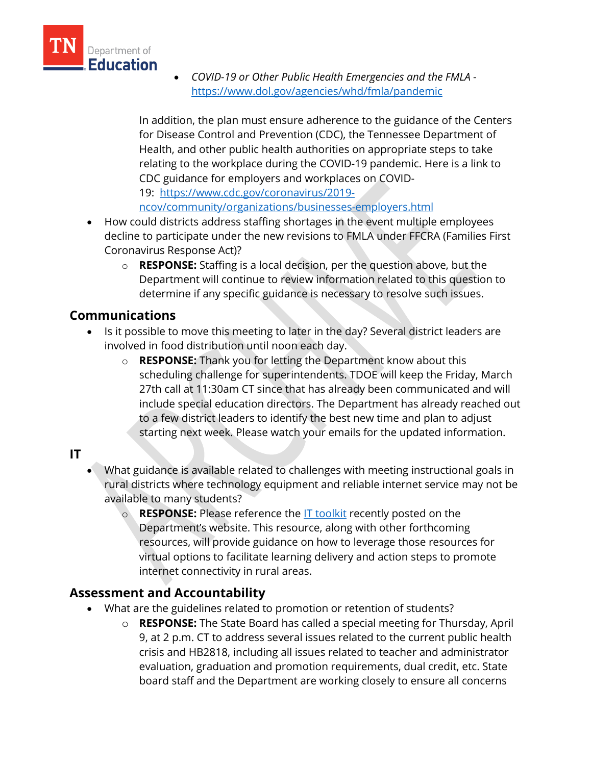- *COVID-19 or Other Public Health Emergencies and the FMLA -* https://www.dol.gov/agencies/whd/fmla/pandemic

  In addition, the plan must ensure adherence to the guidance of the Centers for Disease Control and Prevention (CDC), the Tennessee Department of Health, and other public health authorities on appropriate steps to take relating to the workplace during the COVID-19 pandemic. Here is a link to CDC guidance for employers and workplaces on COVID-19: https://www.cdc.gov/coronavirus/2019-ncov/community/organizations/businesses-employers.html

- How could districts address staffing shortages in the event multiple employees decline to participate under the new revisions to FMLA under FFCRA (Families First Coronavirus Response Act)?
  - **RESPONSE:** Staffing is a local decision, per the question above, but the Department will continue to review information related to this question to determine if any specific guidance is necessary to resolve such issues.

## Communications

- Is it possible to move this meeting to later in the day? Several district leaders are involved in food distribution until noon each day.
  - **RESPONSE:** Thank you for letting the Department know about this scheduling challenge for superintendents. TDOE will keep the Friday, March 27th call at 11:30am CT since that has already been communicated and will include special education directors. The Department has already reached out to a few district leaders to identify the best new time and plan to adjust starting next week. Please watch your emails for the updated information.

## IT

- What guidance is available related to challenges with meeting instructional goals in rural districts where technology equipment and reliable internet service may not be available to many students?
  - **RESPONSE:** Please reference the IT toolkit recently posted on the Department's website. This resource, along with other forthcoming resources, will provide guidance on how to leverage those resources for virtual options to facilitate learning delivery and action steps to promote internet connectivity in rural areas.

## Assessment and Accountability

- What are the guidelines related to promotion or retention of students?
  - **RESPONSE:** The State Board has called a special meeting for Thursday, April 9, at 2 p.m. CT to address several issues related to the current public health crisis and HB2818, including all issues related to teacher and administrator evaluation, graduation and promotion requirements, dual credit, etc. State board staff and the Department are working closely to ensure all concerns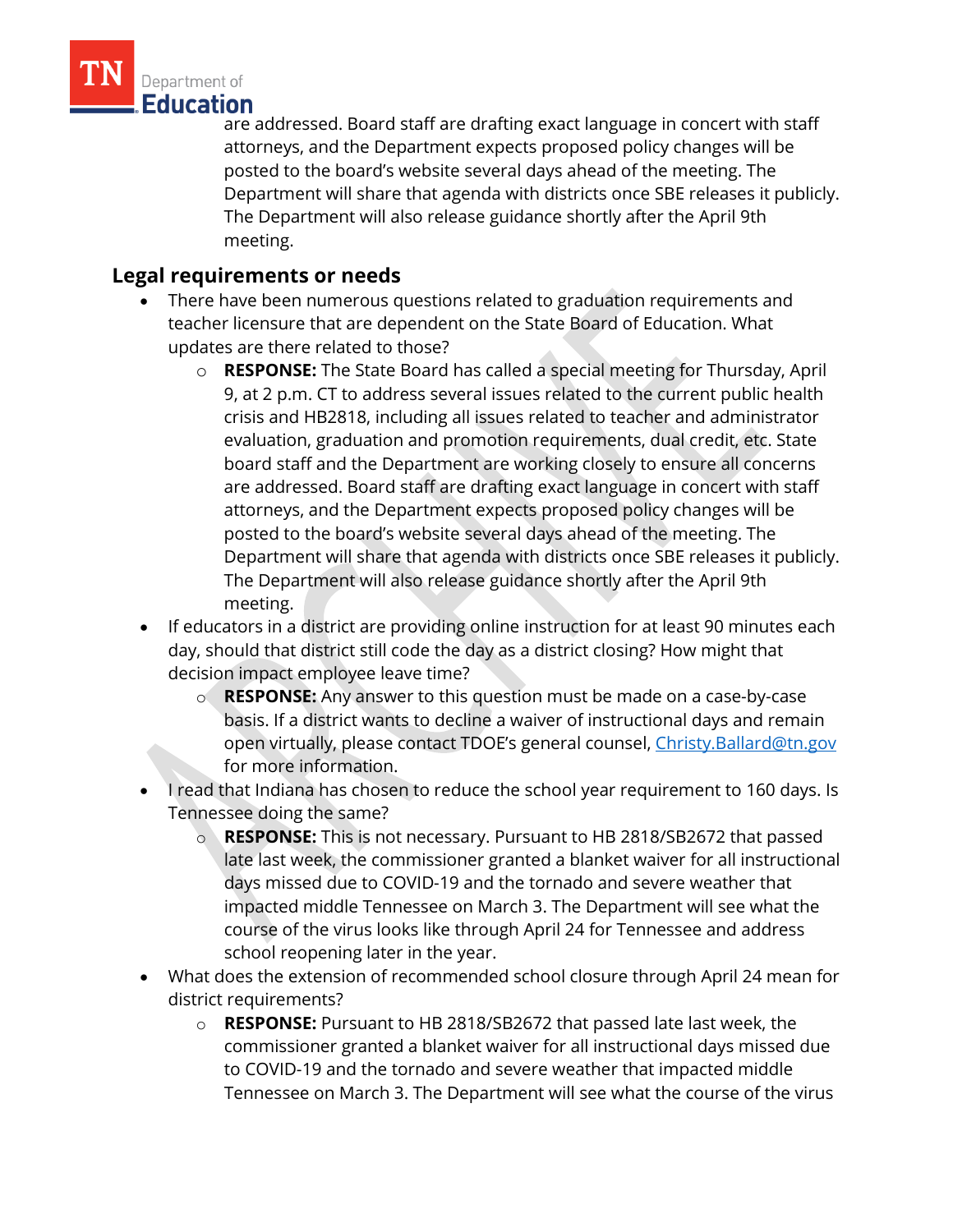are addressed. Board staff are drafting exact language in concert with staff attorneys, and the Department expects proposed policy changes will be posted to the board's website several days ahead of the meeting. The Department will share that agenda with districts once SBE releases it publicly. The Department will also release guidance shortly after the April 9th meeting.

## Legal requirements or needs

- There have been numerous questions related to graduation requirements and teacher licensure that are dependent on the State Board of Education. What updates are there related to those?
  - **RESPONSE:** The State Board has called a special meeting for Thursday, April 9, at 2 p.m. CT to address several issues related to the current public health crisis and HB2818, including all issues related to teacher and administrator evaluation, graduation and promotion requirements, dual credit, etc. State board staff and the Department are working closely to ensure all concerns are addressed. Board staff are drafting exact language in concert with staff attorneys, and the Department expects proposed policy changes will be posted to the board's website several days ahead of the meeting. The Department will share that agenda with districts once SBE releases it publicly. The Department will also release guidance shortly after the April 9th meeting.
- If educators in a district are providing online instruction for at least 90 minutes each day, should that district still code the day as a district closing? How might that decision impact employee leave time?
  - **RESPONSE:** Any answer to this question must be made on a case-by-case basis. If a district wants to decline a waiver of instructional days and remain open virtually, please contact TDOE's general counsel, [Christy.Ballard@tn.gov](mailto:Christy.Ballard@tn.gov) for more information.
- I read that Indiana has chosen to reduce the school year requirement to 160 days. Is Tennessee doing the same?
  - **RESPONSE:** This is not necessary. Pursuant to HB 2818/SB2672 that passed late last week, the commissioner granted a blanket waiver for all instructional days missed due to COVID-19 and the tornado and severe weather that impacted middle Tennessee on March 3. The Department will see what the course of the virus looks like through April 24 for Tennessee and address school reopening later in the year.
- What does the extension of recommended school closure through April 24 mean for district requirements?
  - **RESPONSE:** Pursuant to HB 2818/SB2672 that passed late last week, the commissioner granted a blanket waiver for all instructional days missed due to COVID-19 and the tornado and severe weather that impacted middle Tennessee on March 3. The Department will see what the course of the virus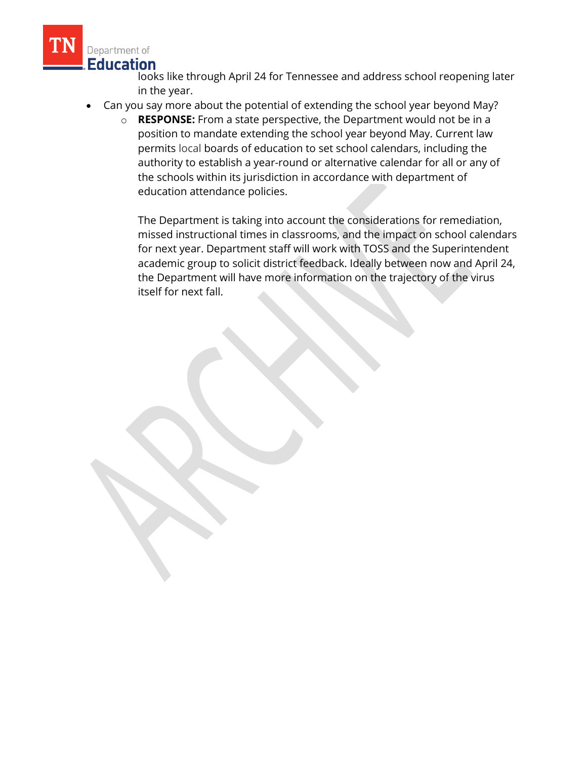looks like through April 24 for Tennessee and address school reopening later in the year.

- Can you say more about the potential of extending the school year beyond May?
  - **RESPONSE:** From a state perspective, the Department would not be in a position to mandate extending the school year beyond May. Current law permits local boards of education to set school calendars, including the authority to establish a year-round or alternative calendar for all or any of the schools within its jurisdiction in accordance with department of education attendance policies.

    The Department is taking into account the considerations for remediation, missed instructional times in classrooms, and the impact on school calendars for next year. Department staff will work with TOSS and the Superintendent academic group to solicit district feedback. Ideally between now and April 24, the Department will have more information on the trajectory of the virus itself for next fall.